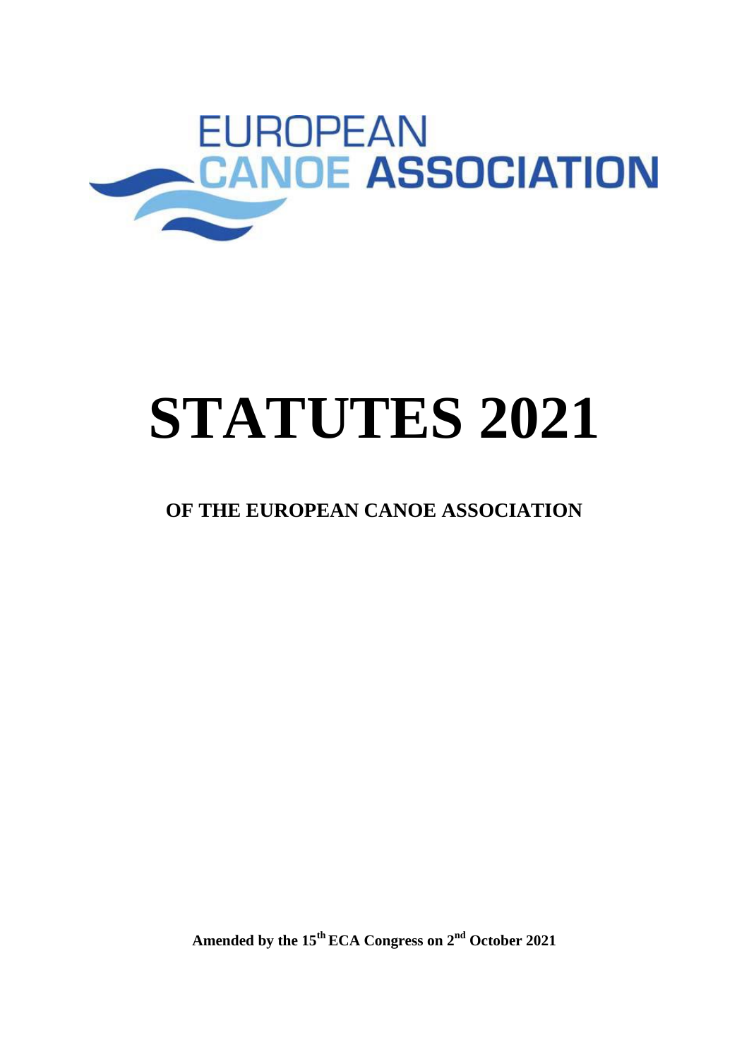EUROPEAN CANOE ASSOCIATION

# STATUTES 2021

## OF THE EUROPEAN CANOE ASSOCIATION

**Amended by the 15th ECA Congress on 2nd October 2021**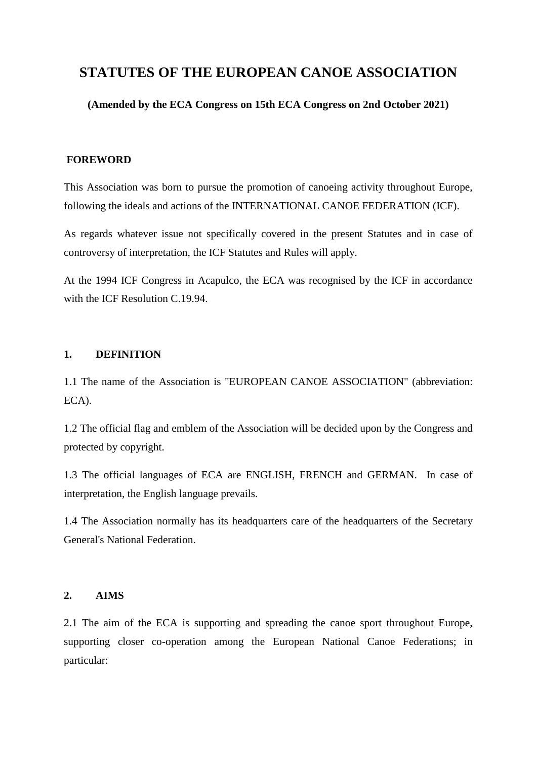# STATUTES OF THE EUROPEAN CANOE ASSOCIATION

**(Amended by the ECA Congress on 15th ECA Congress on 2nd October 2021)**

## FOREWORD

This Association was born to pursue the promotion of canoeing activity throughout Europe, following the ideals and actions of the INTERNATIONAL CANOE FEDERATION (ICF).

As regards whatever issue not specifically covered in the present Statutes and in case of controversy of interpretation, the ICF Statutes and Rules will apply.

At the 1994 ICF Congress in Acapulco, the ECA was recognised by the ICF in accordance with the ICF Resolution C.19.94.

## 1. DEFINITION

1.1 The name of the Association is "EUROPEAN CANOE ASSOCIATION" (abbreviation: ECA).

1.2 The official flag and emblem of the Association will be decided upon by the Congress and protected by copyright.

1.3 The official languages of ECA are ENGLISH, FRENCH and GERMAN. In case of interpretation, the English language prevails.

1.4 The Association normally has its headquarters care of the headquarters of the Secretary General's National Federation.

## 2. AIMS

2.1 The aim of the ECA is supporting and spreading the canoe sport throughout Europe, supporting closer co-operation among the European National Canoe Federations; in particular: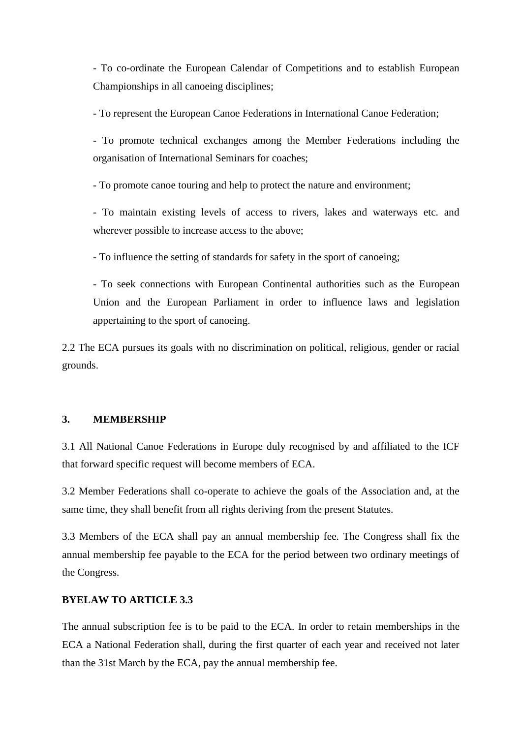- To co-ordinate the European Calendar of Competitions and to establish European Championships in all canoeing disciplines;

- To represent the European Canoe Federations in International Canoe Federation;

- To promote technical exchanges among the Member Federations including the organisation of International Seminars for coaches;

- To promote canoe touring and help to protect the nature and environment;

- To maintain existing levels of access to rivers, lakes and waterways etc. and wherever possible to increase access to the above;

- To influence the setting of standards for safety in the sport of canoeing;

- To seek connections with European Continental authorities such as the European Union and the European Parliament in order to influence laws and legislation appertaining to the sport of canoeing.

2.2 The ECA pursues its goals with no discrimination on political, religious, gender or racial grounds.

## 3. MEMBERSHIP

3.1 All National Canoe Federations in Europe duly recognised by and affiliated to the ICF that forward specific request will become members of ECA.

3.2 Member Federations shall co-operate to achieve the goals of the Association and, at the same time, they shall benefit from all rights deriving from the present Statutes.

3.3 Members of the ECA shall pay an annual membership fee. The Congress shall fix the annual membership fee payable to the ECA for the period between two ordinary meetings of the Congress.

### BYELAW TO ARTICLE 3.3

The annual subscription fee is to be paid to the ECA. In order to retain memberships in the ECA a National Federation shall, during the first quarter of each year and received not later than the 31st March by the ECA, pay the annual membership fee.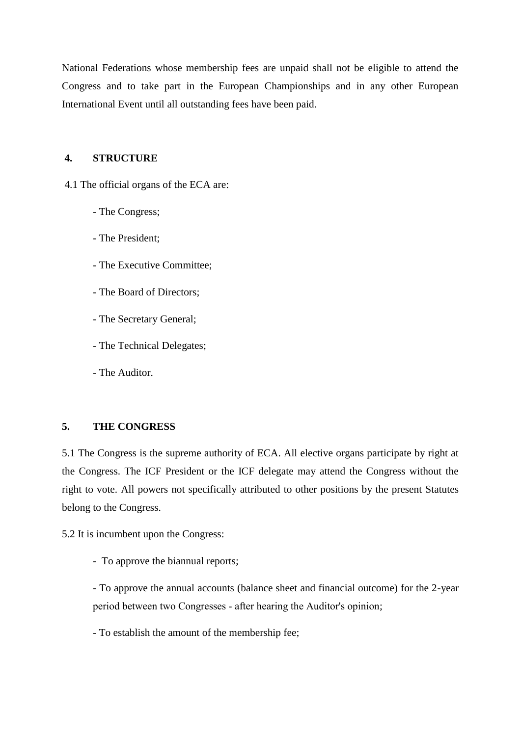National Federations whose membership fees are unpaid shall not be eligible to attend the Congress and to take part in the European Championships and in any other European International Event until all outstanding fees have been paid.

## 4. STRUCTURE

4.1 The official organs of the ECA are:

- The Congress;
- The President;
- The Executive Committee;
- The Board of Directors;
- The Secretary General;
- The Technical Delegates;
- The Auditor.

## 5. THE CONGRESS

5.1 The Congress is the supreme authority of ECA. All elective organs participate by right at the Congress. The ICF President or the ICF delegate may attend the Congress without the right to vote. All powers not specifically attributed to other positions by the present Statutes belong to the Congress.

5.2 It is incumbent upon the Congress:

- To approve the biannual reports;
- To approve the annual accounts (balance sheet and financial outcome) for the 2-year period between two Congresses - after hearing the Auditor's opinion;
- To establish the amount of the membership fee;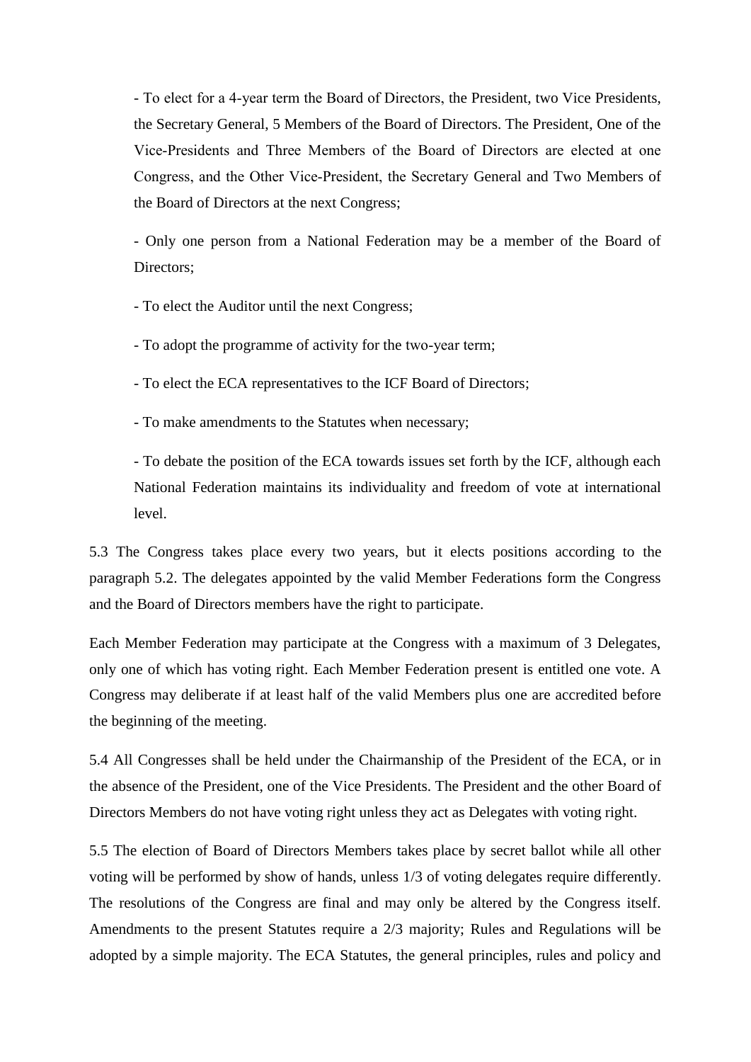- To elect for a 4-year term the Board of Directors, the President, two Vice Presidents, the Secretary General, 5 Members of the Board of Directors. The President, One of the Vice-Presidents and Three Members of the Board of Directors are elected at one Congress, and the Other Vice-President, the Secretary General and Two Members of the Board of Directors at the next Congress;

- Only one person from a National Federation may be a member of the Board of Directors;

- To elect the Auditor until the next Congress;

- To adopt the programme of activity for the two-year term;

- To elect the ECA representatives to the ICF Board of Directors;

- To make amendments to the Statutes when necessary;

- To debate the position of the ECA towards issues set forth by the ICF, although each National Federation maintains its individuality and freedom of vote at international level.

5.3 The Congress takes place every two years, but it elects positions according to the paragraph 5.2. The delegates appointed by the valid Member Federations form the Congress and the Board of Directors members have the right to participate.

Each Member Federation may participate at the Congress with a maximum of 3 Delegates, only one of which has voting right. Each Member Federation present is entitled one vote. A Congress may deliberate if at least half of the valid Members plus one are accredited before the beginning of the meeting.

5.4 All Congresses shall be held under the Chairmanship of the President of the ECA, or in the absence of the President, one of the Vice Presidents. The President and the other Board of Directors Members do not have voting right unless they act as Delegates with voting right.

5.5 The election of Board of Directors Members takes place by secret ballot while all other voting will be performed by show of hands, unless 1/3 of voting delegates require differently. The resolutions of the Congress are final and may only be altered by the Congress itself. Amendments to the present Statutes require a 2/3 majority; Rules and Regulations will be adopted by a simple majority. The ECA Statutes, the general principles, rules and policy and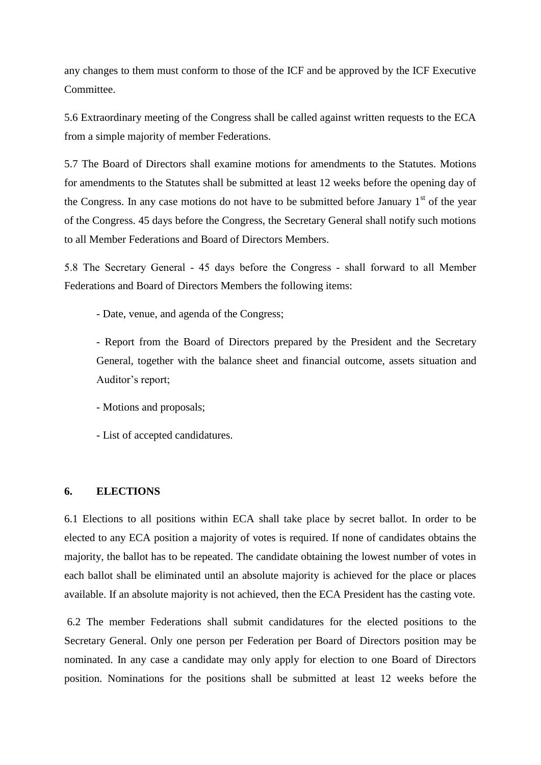any changes to them must conform to those of the ICF and be approved by the ICF Executive Committee.

5.6 Extraordinary meeting of the Congress shall be called against written requests to the ECA from a simple majority of member Federations.

5.7 The Board of Directors shall examine motions for amendments to the Statutes. Motions for amendments to the Statutes shall be submitted at least 12 weeks before the opening day of the Congress. In any case motions do not have to be submitted before January 1st of the year of the Congress. 45 days before the Congress, the Secretary General shall notify such motions to all Member Federations and Board of Directors Members.

5.8 The Secretary General - 45 days before the Congress - shall forward to all Member Federations and Board of Directors Members the following items:

- Date, venue, and agenda of the Congress;
- Report from the Board of Directors prepared by the President and the Secretary General, together with the balance sheet and financial outcome, assets situation and Auditor's report;
- Motions and proposals;
- List of accepted candidatures.

## 6. ELECTIONS

6.1 Elections to all positions within ECA shall take place by secret ballot. In order to be elected to any ECA position a majority of votes is required. If none of candidates obtains the majority, the ballot has to be repeated. The candidate obtaining the lowest number of votes in each ballot shall be eliminated until an absolute majority is achieved for the place or places available. If an absolute majority is not achieved, then the ECA President has the casting vote.

6.2 The member Federations shall submit candidatures for the elected positions to the Secretary General. Only one person per Federation per Board of Directors position may be nominated. In any case a candidate may only apply for election to one Board of Directors position. Nominations for the positions shall be submitted at least 12 weeks before the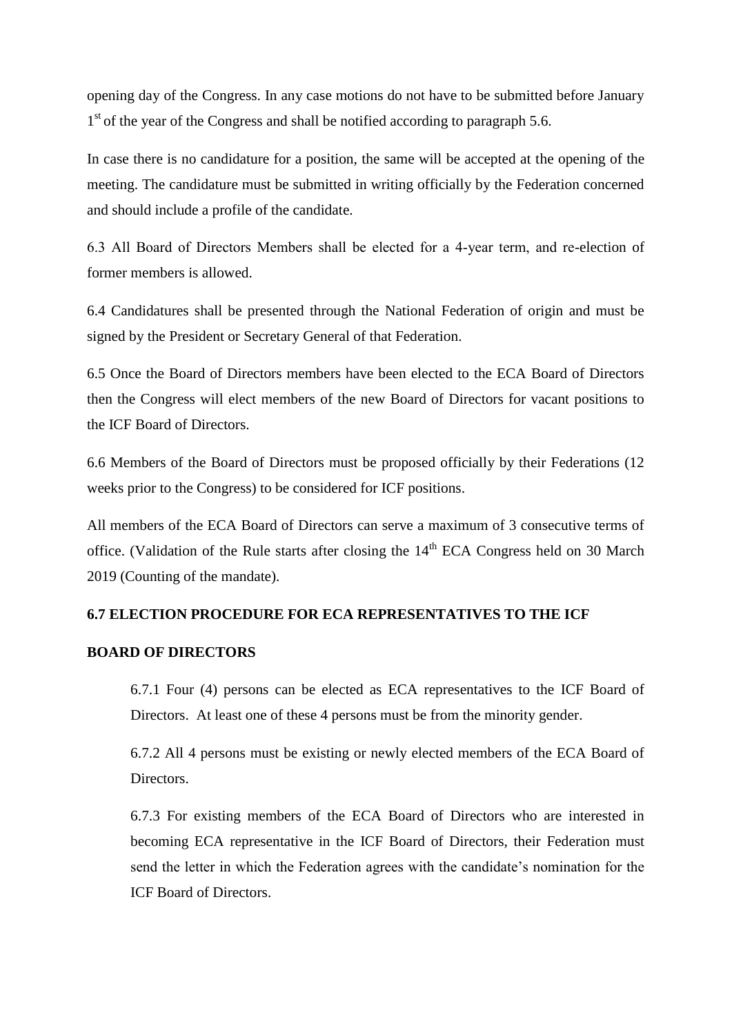opening day of the Congress. In any case motions do not have to be submitted before January 1st of the year of the Congress and shall be notified according to paragraph 5.6.

In case there is no candidature for a position, the same will be accepted at the opening of the meeting. The candidature must be submitted in writing officially by the Federation concerned and should include a profile of the candidate.

6.3 All Board of Directors Members shall be elected for a 4-year term, and re-election of former members is allowed.

6.4 Candidatures shall be presented through the National Federation of origin and must be signed by the President or Secretary General of that Federation.

6.5 Once the Board of Directors members have been elected to the ECA Board of Directors then the Congress will elect members of the new Board of Directors for vacant positions to the ICF Board of Directors.

6.6 Members of the Board of Directors must be proposed officially by their Federations (12 weeks prior to the Congress) to be considered for ICF positions.

All members of the ECA Board of Directors can serve a maximum of 3 consecutive terms of office. (Validation of the Rule starts after closing the 14th ECA Congress held on 30 March 2019 (Counting of the mandate).

**6.7 ELECTION PROCEDURE FOR ECA REPRESENTATIVES TO THE ICF BOARD OF DIRECTORS**

6.7.1 Four (4) persons can be elected as ECA representatives to the ICF Board of Directors. At least one of these 4 persons must be from the minority gender.

6.7.2 All 4 persons must be existing or newly elected members of the ECA Board of Directors.

6.7.3 For existing members of the ECA Board of Directors who are interested in becoming ECA representative in the ICF Board of Directors, their Federation must send the letter in which the Federation agrees with the candidate's nomination for the ICF Board of Directors.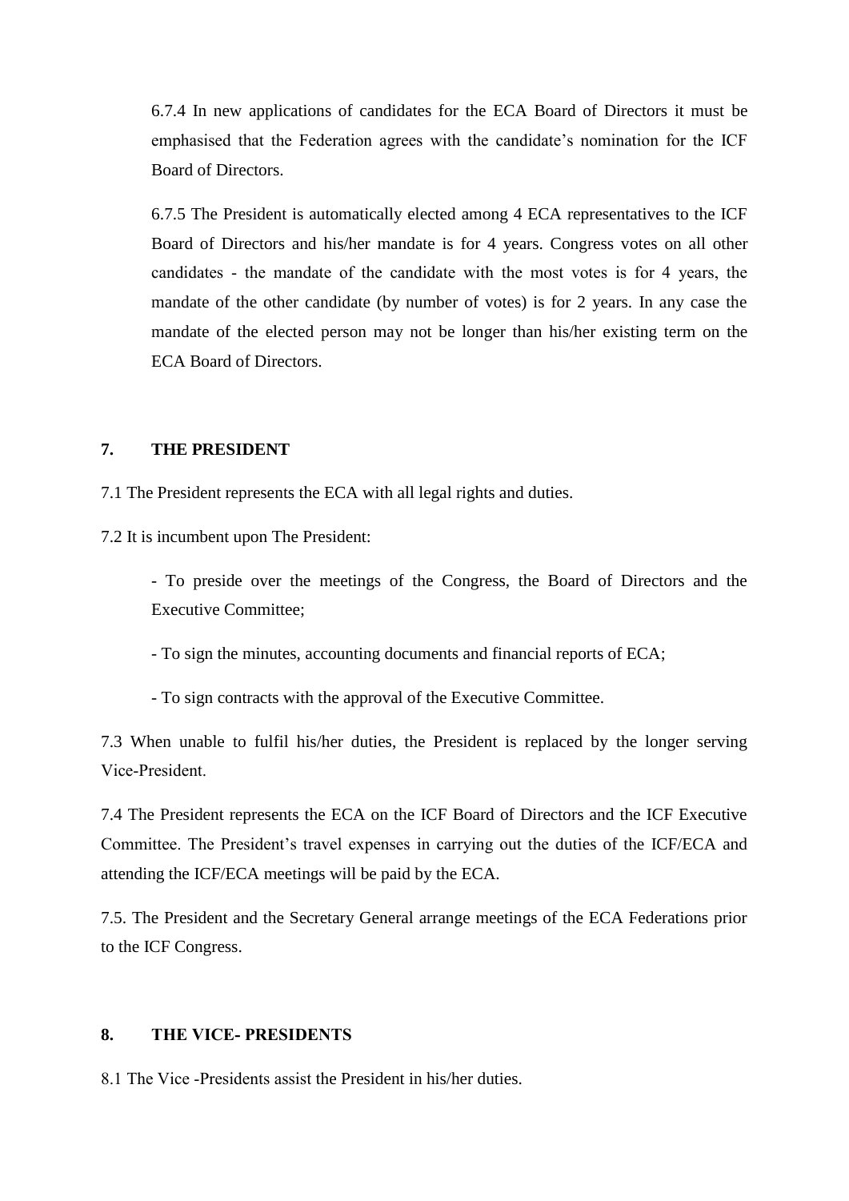6.7.4 In new applications of candidates for the ECA Board of Directors it must be emphasised that the Federation agrees with the candidate's nomination for the ICF Board of Directors.

6.7.5 The President is automatically elected among 4 ECA representatives to the ICF Board of Directors and his/her mandate is for 4 years. Congress votes on all other candidates - the mandate of the candidate with the most votes is for 4 years, the mandate of the other candidate (by number of votes) is for 2 years. In any case the mandate of the elected person may not be longer than his/her existing term on the ECA Board of Directors.

## 7. THE PRESIDENT

7.1 The President represents the ECA with all legal rights and duties.

7.2 It is incumbent upon The President:

- To preside over the meetings of the Congress, the Board of Directors and the Executive Committee;
- To sign the minutes, accounting documents and financial reports of ECA;
- To sign contracts with the approval of the Executive Committee.

7.3 When unable to fulfil his/her duties, the President is replaced by the longer serving Vice-President.

7.4 The President represents the ECA on the ICF Board of Directors and the ICF Executive Committee. The President's travel expenses in carrying out the duties of the ICF/ECA and attending the ICF/ECA meetings will be paid by the ECA.

7.5. The President and the Secretary General arrange meetings of the ECA Federations prior to the ICF Congress.

## 8. THE VICE- PRESIDENTS

8.1 The Vice -Presidents assist the President in his/her duties.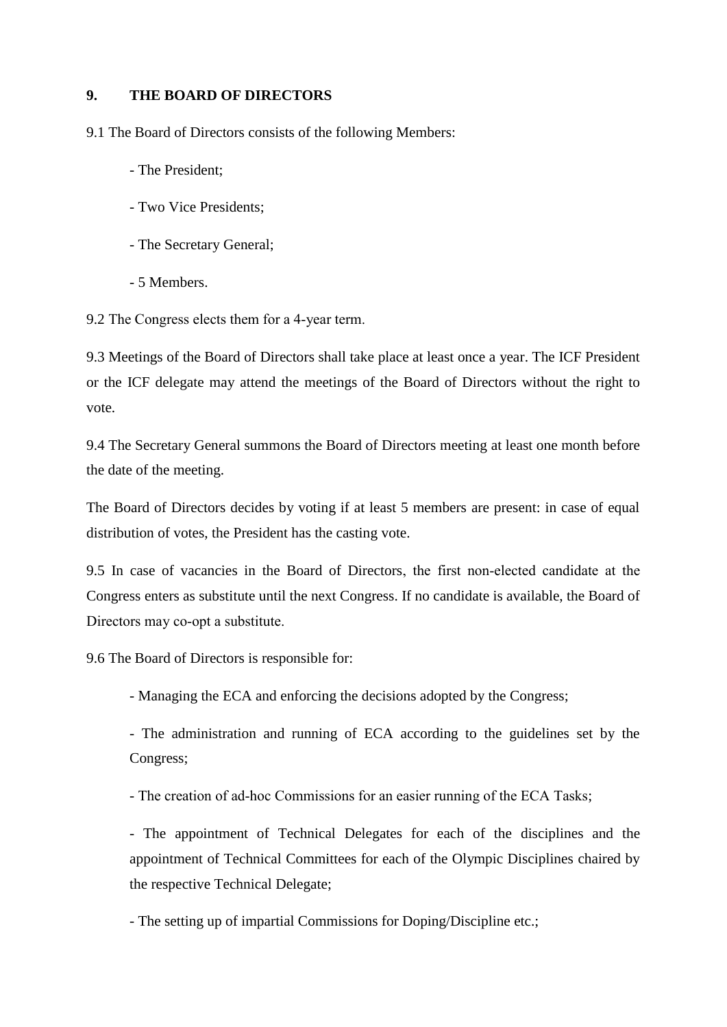## 9. THE BOARD OF DIRECTORS

9.1 The Board of Directors consists of the following Members:

- The President;
- Two Vice Presidents;
- The Secretary General;
- 5 Members.

9.2 The Congress elects them for a 4-year term.

9.3 Meetings of the Board of Directors shall take place at least once a year. The ICF President or the ICF delegate may attend the meetings of the Board of Directors without the right to vote.

9.4 The Secretary General summons the Board of Directors meeting at least one month before the date of the meeting.

The Board of Directors decides by voting if at least 5 members are present: in case of equal distribution of votes, the President has the casting vote.

9.5 In case of vacancies in the Board of Directors, the first non-elected candidate at the Congress enters as substitute until the next Congress. If no candidate is available, the Board of Directors may co-opt a substitute.

9.6 The Board of Directors is responsible for:

- Managing the ECA and enforcing the decisions adopted by the Congress;
- The administration and running of ECA according to the guidelines set by the Congress;
- The creation of ad-hoc Commissions for an easier running of the ECA Tasks;
- The appointment of Technical Delegates for each of the disciplines and the appointment of Technical Committees for each of the Olympic Disciplines chaired by the respective Technical Delegate;
- The setting up of impartial Commissions for Doping/Discipline etc.;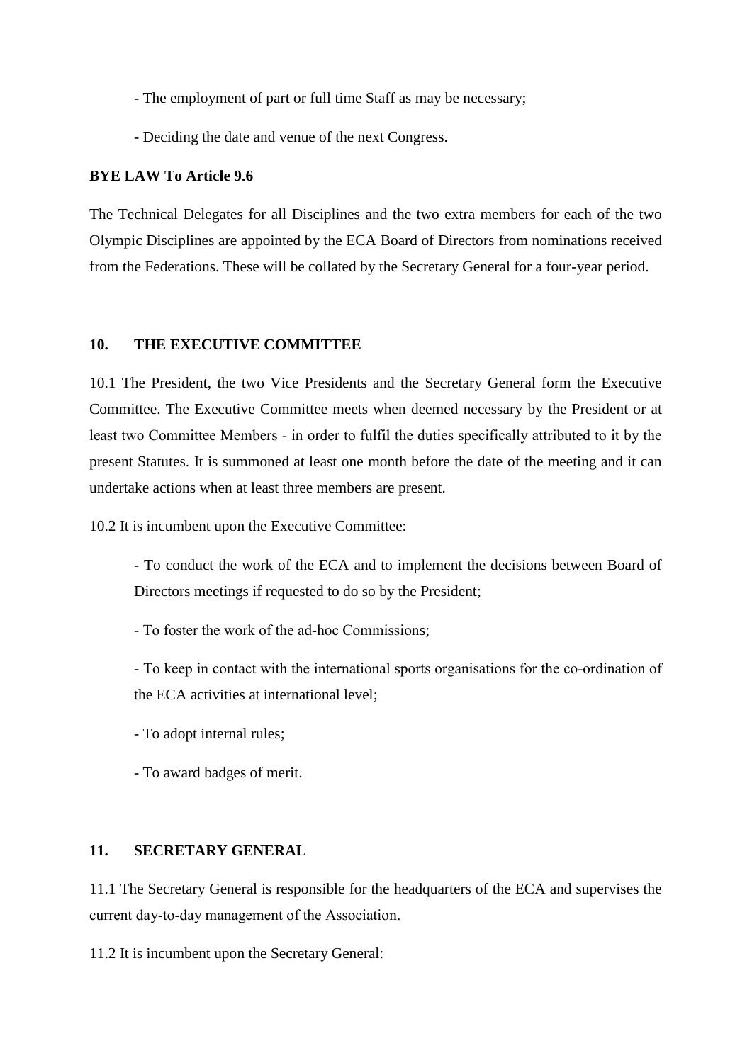- The employment of part or full time Staff as may be necessary;

- Deciding the date and venue of the next Congress.

**BYE LAW To Article 9.6**

The Technical Delegates for all Disciplines and the two extra members for each of the two Olympic Disciplines are appointed by the ECA Board of Directors from nominations received from the Federations. These will be collated by the Secretary General for a four-year period.

## 10. THE EXECUTIVE COMMITTEE

10.1 The President, the two Vice Presidents and the Secretary General form the Executive Committee. The Executive Committee meets when deemed necessary by the President or at least two Committee Members - in order to fulfil the duties specifically attributed to it by the present Statutes. It is summoned at least one month before the date of the meeting and it can undertake actions when at least three members are present.

10.2 It is incumbent upon the Executive Committee:

- To conduct the work of the ECA and to implement the decisions between Board of Directors meetings if requested to do so by the President;

- To foster the work of the ad-hoc Commissions;

- To keep in contact with the international sports organisations for the co-ordination of the ECA activities at international level;

- To adopt internal rules;

- To award badges of merit.

## 11. SECRETARY GENERAL

11.1 The Secretary General is responsible for the headquarters of the ECA and supervises the current day-to-day management of the Association.

11.2 It is incumbent upon the Secretary General: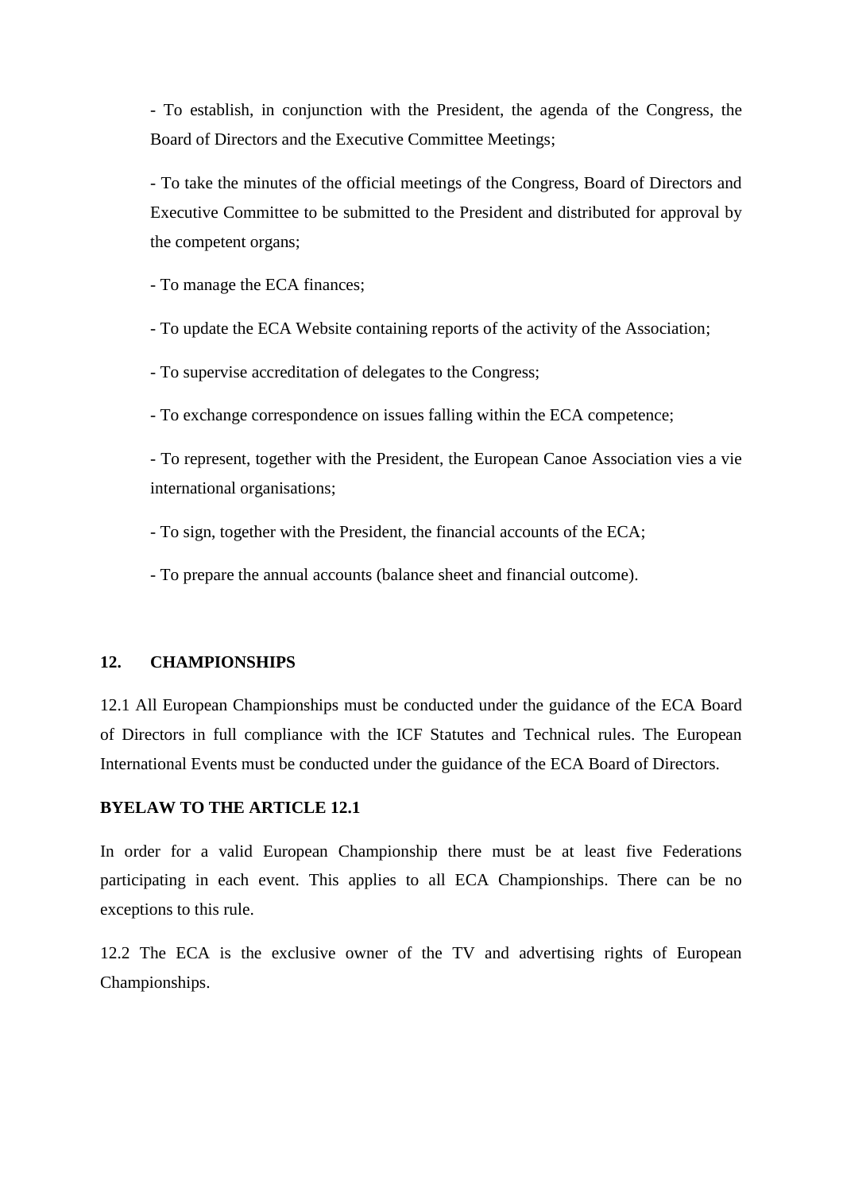- To establish, in conjunction with the President, the agenda of the Congress, the Board of Directors and the Executive Committee Meetings;

- To take the minutes of the official meetings of the Congress, Board of Directors and Executive Committee to be submitted to the President and distributed for approval by the competent organs;

- To manage the ECA finances;

- To update the ECA Website containing reports of the activity of the Association;

- To supervise accreditation of delegates to the Congress;

- To exchange correspondence on issues falling within the ECA competence;

- To represent, together with the President, the European Canoe Association vies a vie international organisations;

- To sign, together with the President, the financial accounts of the ECA;

- To prepare the annual accounts (balance sheet and financial outcome).

## 12. CHAMPIONSHIPS

12.1 All European Championships must be conducted under the guidance of the ECA Board of Directors in full compliance with the ICF Statutes and Technical rules. The European International Events must be conducted under the guidance of the ECA Board of Directors.

**BYELAW TO THE ARTICLE 12.1**

In order for a valid European Championship there must be at least five Federations participating in each event. This applies to all ECA Championships. There can be no exceptions to this rule.

12.2 The ECA is the exclusive owner of the TV and advertising rights of European Championships.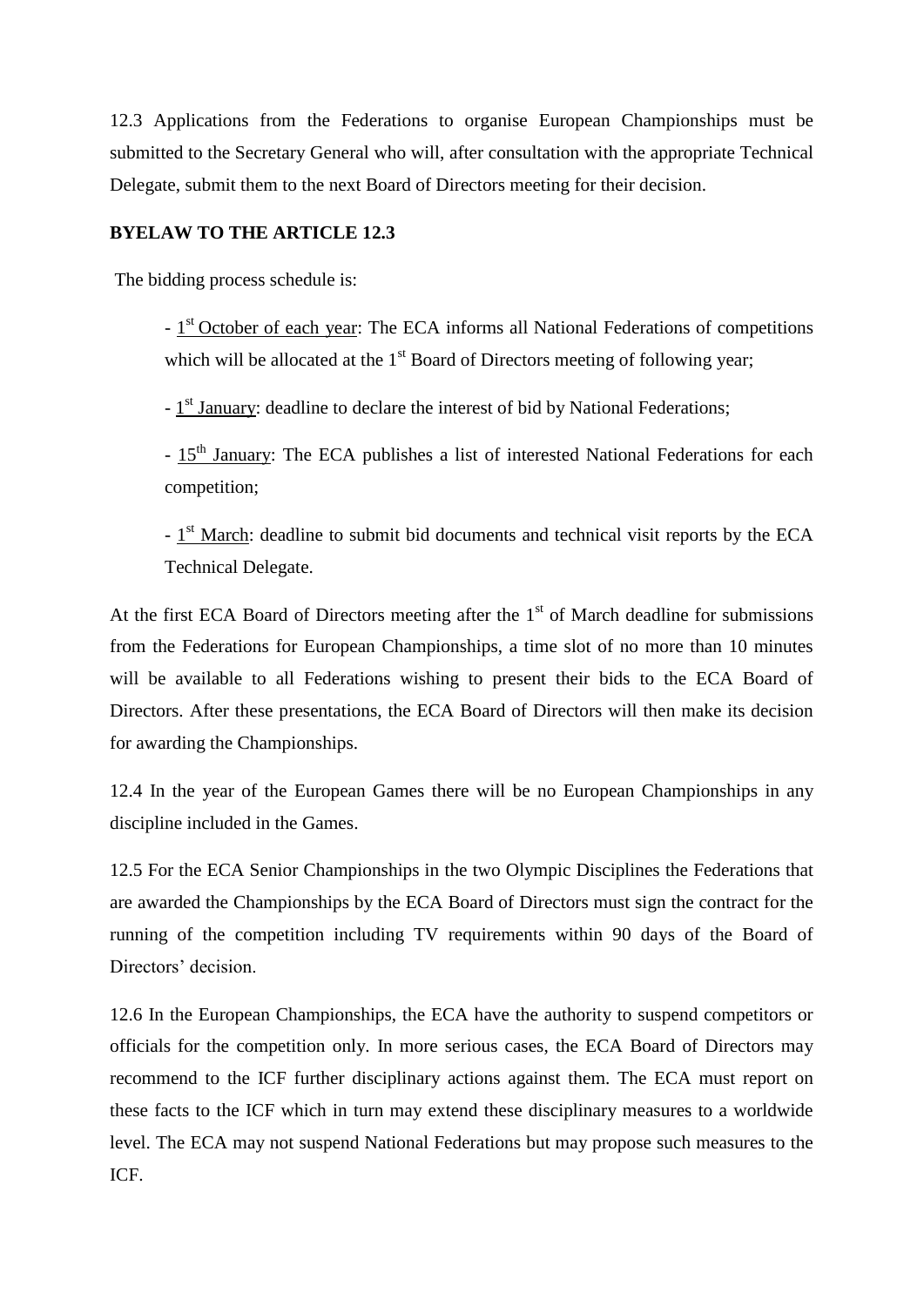12.3 Applications from the Federations to organise European Championships must be submitted to the Secretary General who will, after consultation with the appropriate Technical Delegate, submit them to the next Board of Directors meeting for their decision.

**BYELAW TO THE ARTICLE 12.3**

The bidding process schedule is:

- 1st October of each year: The ECA informs all National Federations of competitions which will be allocated at the 1st Board of Directors meeting of following year;
- 1st January: deadline to declare the interest of bid by National Federations;
- 15th January: The ECA publishes a list of interested National Federations for each competition;
- 1st March: deadline to submit bid documents and technical visit reports by the ECA Technical Delegate.

At the first ECA Board of Directors meeting after the 1st of March deadline for submissions from the Federations for European Championships, a time slot of no more than 10 minutes will be available to all Federations wishing to present their bids to the ECA Board of Directors. After these presentations, the ECA Board of Directors will then make its decision for awarding the Championships.

12.4 In the year of the European Games there will be no European Championships in any discipline included in the Games.

12.5 For the ECA Senior Championships in the two Olympic Disciplines the Federations that are awarded the Championships by the ECA Board of Directors must sign the contract for the running of the competition including TV requirements within 90 days of the Board of Directors' decision.

12.6 In the European Championships, the ECA have the authority to suspend competitors or officials for the competition only. In more serious cases, the ECA Board of Directors may recommend to the ICF further disciplinary actions against them. The ECA must report on these facts to the ICF which in turn may extend these disciplinary measures to a worldwide level. The ECA may not suspend National Federations but may propose such measures to the ICF.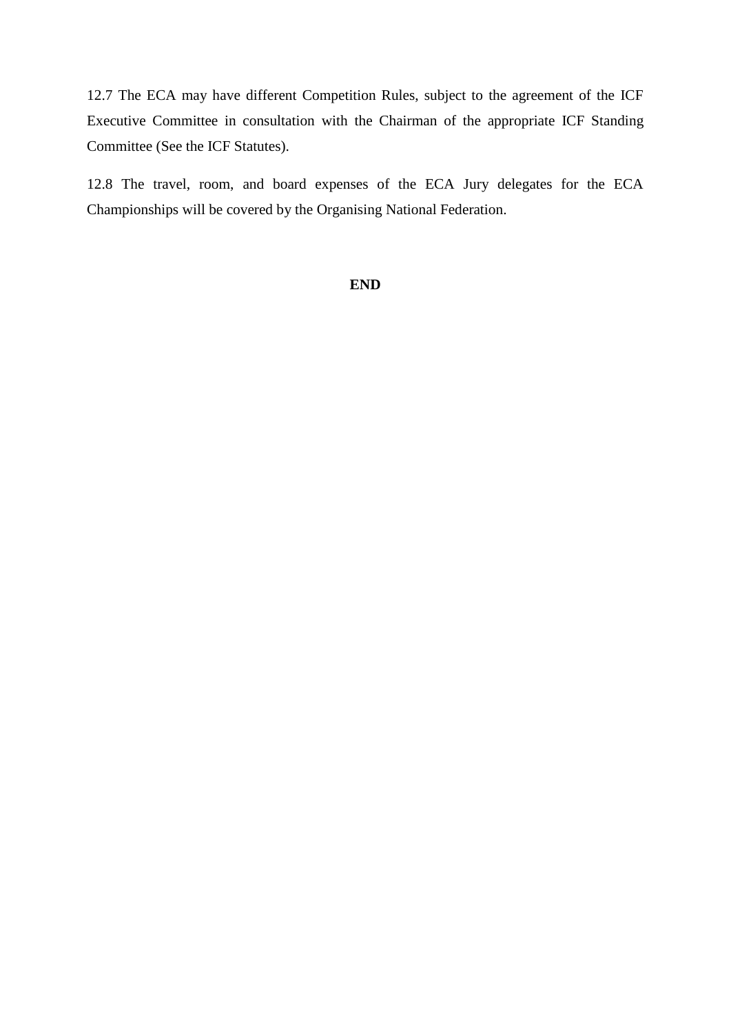12.7 The ECA may have different Competition Rules, subject to the agreement of the ICF Executive Committee in consultation with the Chairman of the appropriate ICF Standing Committee (See the ICF Statutes).

12.8 The travel, room, and board expenses of the ECA Jury delegates for the ECA Championships will be covered by the Organising National Federation.

**END**